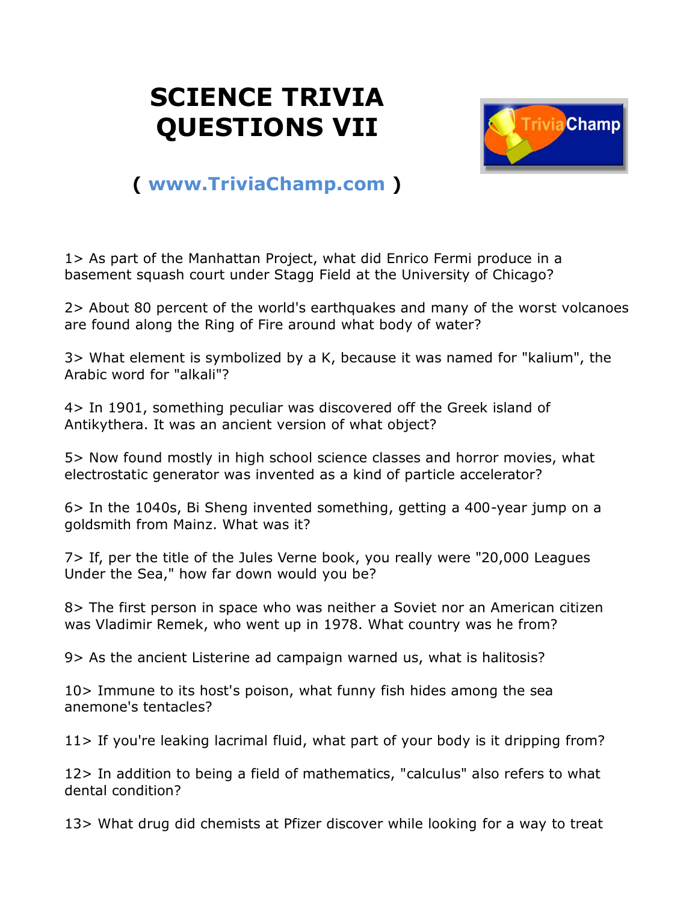# SCIENCE TRIVIA QUESTIONS VII

( **www.TriviaChamp.com** )

1> As part of the Manhattan Project, what did Enrico Fermi produce in a basement squash court under Stagg Field at the University of Chicago?

2> About 80 percent of the world's earthquakes and many of the worst volcanoes are found along the Ring of Fire around what body of water?

3> What element is symbolized by a K, because it was named for "kalium", the Arabic word for "alkali"?

4> In 1901, something peculiar was discovered off the Greek island of Antikythera. It was an ancient version of what object?

5> Now found mostly in high school science classes and horror movies, what electrostatic generator was invented as a kind of particle accelerator?

6> In the 1040s, Bi Sheng invented something, getting a 400-year jump on a goldsmith from Mainz. What was it?

7> If, per the title of the Jules Verne book, you really were "20,000 Leagues Under the Sea," how far down would you be?

8> The first person in space who was neither a Soviet nor an American citizen was Vladimir Remek, who went up in 1978. What country was he from?

9> As the ancient Listerine ad campaign warned us, what is halitosis?

10> Immune to its host's poison, what funny fish hides among the sea anemone's tentacles?

11> If you're leaking lacrimal fluid, what part of your body is it dripping from?

12> In addition to being a field of mathematics, "calculus" also refers to what dental condition?

13> What drug did chemists at Pfizer discover while looking for a way to treat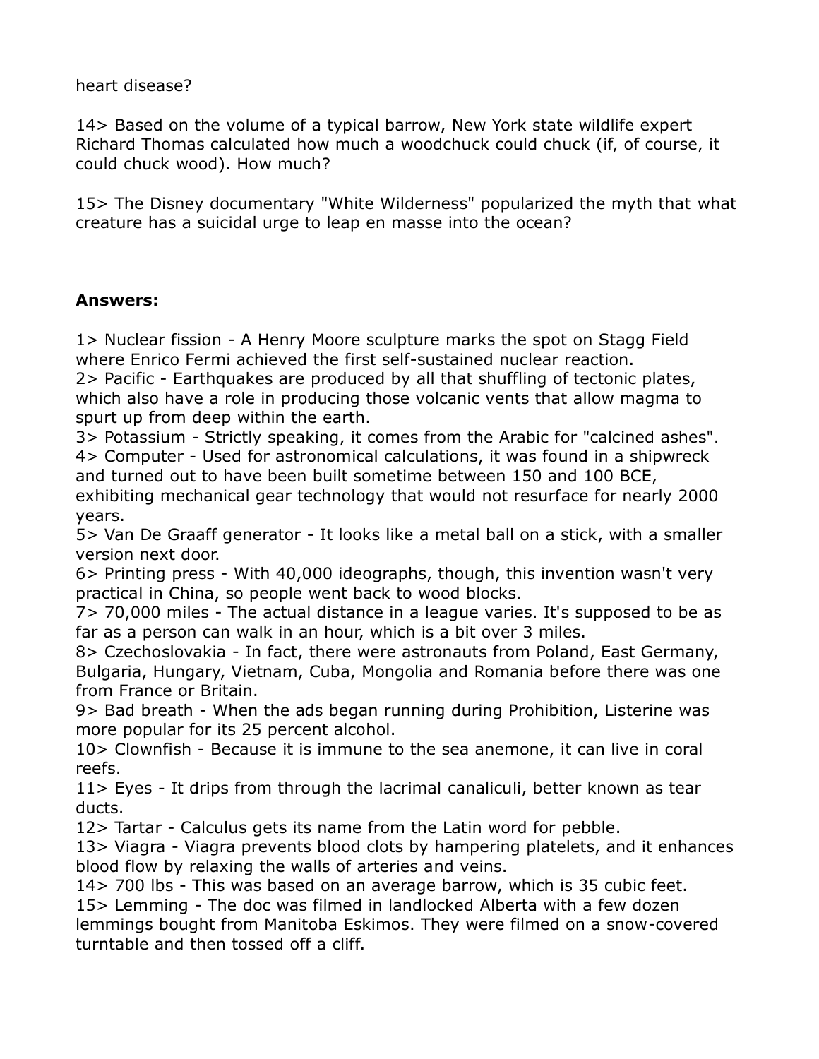heart disease?

14> Based on the volume of a typical barrow, New York state wildlife expert Richard Thomas calculated how much a woodchuck could chuck (if, of course, it could chuck wood). How much?

15> The Disney documentary "White Wilderness" popularized the myth that what creature has a suicidal urge to leap en masse into the ocean?

**Answers:**

1> Nuclear fission - A Henry Moore sculpture marks the spot on Stagg Field where Enrico Fermi achieved the first self-sustained nuclear reaction.
2> Pacific - Earthquakes are produced by all that shuffling of tectonic plates, which also have a role in producing those volcanic vents that allow magma to spurt up from deep within the earth.
3> Potassium - Strictly speaking, it comes from the Arabic for "calcined ashes".
4> Computer - Used for astronomical calculations, it was found in a shipwreck and turned out to have been built sometime between 150 and 100 BCE, exhibiting mechanical gear technology that would not resurface for nearly 2000 years.
5> Van De Graaff generator - It looks like a metal ball on a stick, with a smaller version next door.
6> Printing press - With 40,000 ideographs, though, this invention wasn't very practical in China, so people went back to wood blocks.
7> 70,000 miles - The actual distance in a league varies. It's supposed to be as far as a person can walk in an hour, which is a bit over 3 miles.
8> Czechoslovakia - In fact, there were astronauts from Poland, East Germany, Bulgaria, Hungary, Vietnam, Cuba, Mongolia and Romania before there was one from France or Britain.
9> Bad breath - When the ads began running during Prohibition, Listerine was more popular for its 25 percent alcohol.
10> Clownfish - Because it is immune to the sea anemone, it can live in coral reefs.
11> Eyes - It drips from through the lacrimal canaliculi, better known as tear ducts.
12> Tartar - Calculus gets its name from the Latin word for pebble.
13> Viagra - Viagra prevents blood clots by hampering platelets, and it enhances blood flow by relaxing the walls of arteries and veins.
14> 700 lbs - This was based on an average barrow, which is 35 cubic feet.
15> Lemming - The doc was filmed in landlocked Alberta with a few dozen lemmings bought from Manitoba Eskimos. They were filmed on a snow-covered turntable and then tossed off a cliff.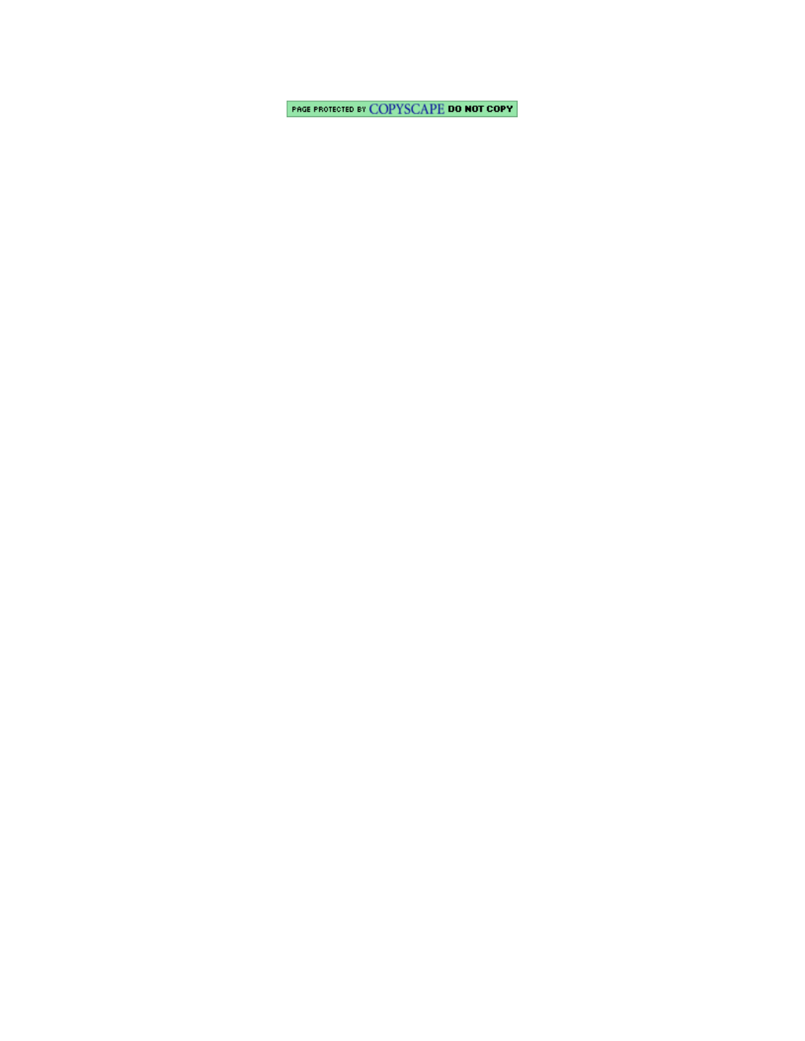PAGE PROTECTED BY COPYSCAPE DO NOT COPY